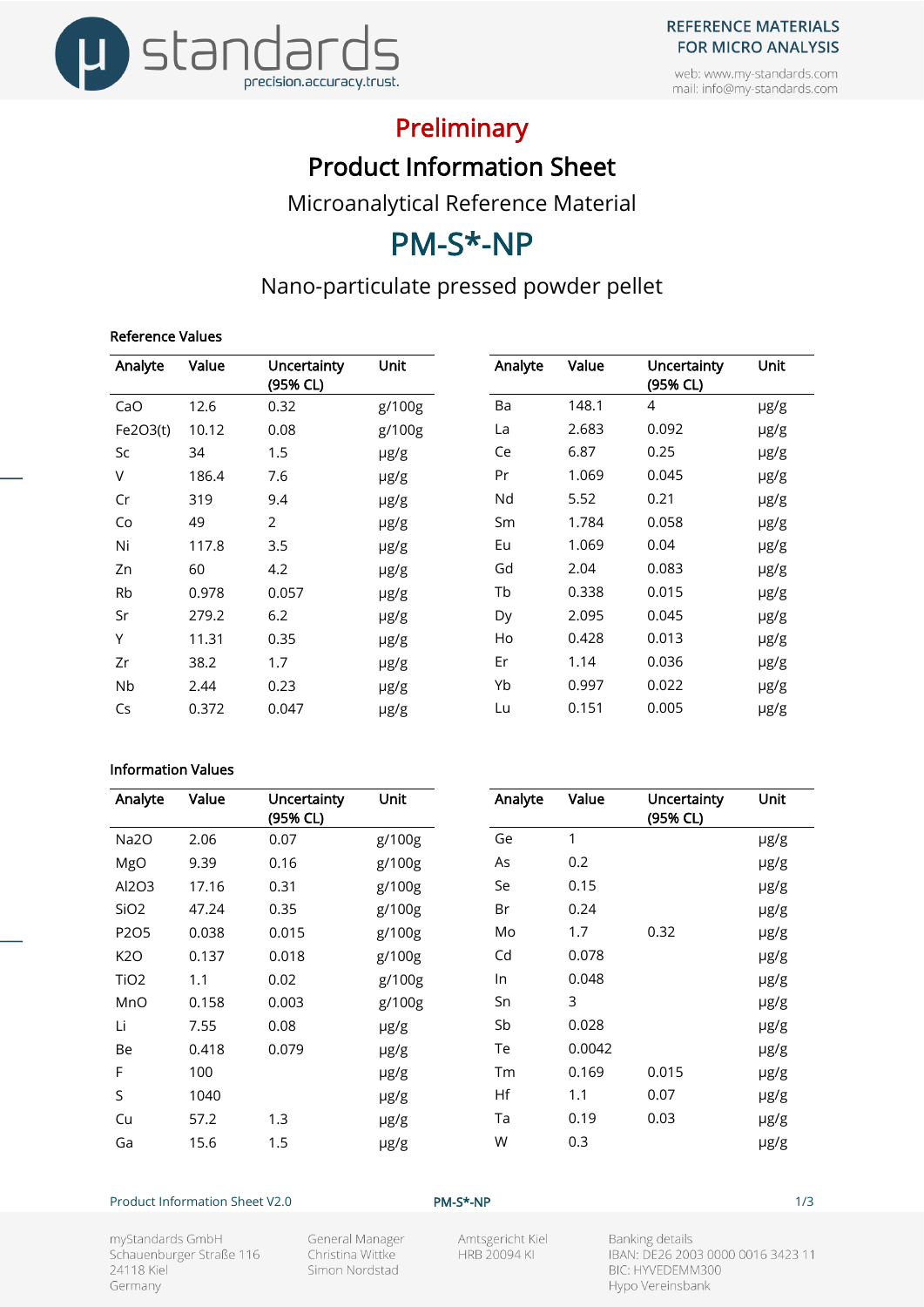# Preliminary

## Product Information Sheet

### Microanalytical Reference Material

# PM-S*-NP

### Nano-particulate pressed powder pellet

**Reference Values**

| Analyte | Value | Uncertainty (95% CL) | Unit |
|---|---|---|---|
| CaO | 12.6 | 0.32 | g/100g |
| Fe2O3(t) | 10.12 | 0.08 | g/100g |
| Sc | 34 | 1.5 | µg/g |
| V | 186.4 | 7.6 | µg/g |
| Cr | 319 | 9.4 | µg/g |
| Co | 49 | 2 | µg/g |
| Ni | 117.8 | 3.5 | µg/g |
| Zn | 60 | 4.2 | µg/g |
| Rb | 0.978 | 0.057 | µg/g |
| Sr | 279.2 | 6.2 | µg/g |
| Y | 11.31 | 0.35 | µg/g |
| Zr | 38.2 | 1.7 | µg/g |
| Nb | 2.44 | 0.23 | µg/g |
| Cs | 0.372 | 0.047 | µg/g |
| Ba | 148.1 | 4 | µg/g |
| La | 2.683 | 0.092 | µg/g |
| Ce | 6.87 | 0.25 | µg/g |
| Pr | 1.069 | 0.045 | µg/g |
| Nd | 5.52 | 0.21 | µg/g |
| Sm | 1.784 | 0.058 | µg/g |
| Eu | 1.069 | 0.04 | µg/g |
| Gd | 2.04 | 0.083 | µg/g |
| Tb | 0.338 | 0.015 | µg/g |
| Dy | 2.095 | 0.045 | µg/g |
| Ho | 0.428 | 0.013 | µg/g |
| Er | 1.14 | 0.036 | µg/g |
| Yb | 0.997 | 0.022 | µg/g |
| Lu | 0.151 | 0.005 | µg/g |

**Information Values**

| Analyte | Value | Uncertainty (95% CL) | Unit |
|---|---|---|---|
| Na2O | 2.06 | 0.07 | g/100g |
| MgO | 9.39 | 0.16 | g/100g |
| Al2O3 | 17.16 | 0.31 | g/100g |
| SiO2 | 47.24 | 0.35 | g/100g |
| P2O5 | 0.038 | 0.015 | g/100g |
| K2O | 0.137 | 0.018 | g/100g |
| TiO2 | 1.1 | 0.02 | g/100g |
| MnO | 0.158 | 0.003 | g/100g |
| Li | 7.55 | 0.08 | µg/g |
| Be | 0.418 | 0.079 | µg/g |
| F | 100 | | µg/g |
| S | 1040 | | µg/g |
| Cu | 57.2 | 1.3 | µg/g |
| Ga | 15.6 | 1.5 | µg/g |
| Ge | 1 | | µg/g |
| As | 0.2 | | µg/g |
| Se | 0.15 | | µg/g |
| Br | 0.24 | | µg/g |
| Mo | 1.7 | 0.32 | µg/g |
| Cd | 0.078 | | µg/g |
| In | 0.048 | | µg/g |
| Sn | 3 | | µg/g |
| Sb | 0.028 | | µg/g |
| Te | 0.0042 | | µg/g |
| Tm | 0.169 | 0.015 | µg/g |
| Hf | 1.1 | 0.07 | µg/g |
| Ta | 0.19 | 0.03 | µg/g |
| W | 0.3 | | µg/g |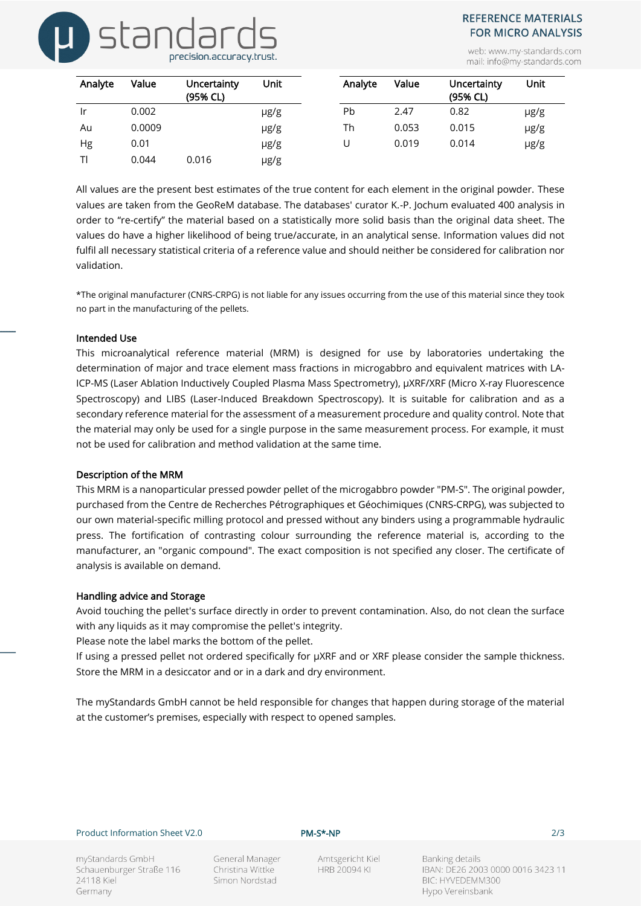| Analyte | Value | Uncertainty (95% CL) | Unit |
|---|---|---|---|
| Ir | 0.002 | | µg/g |
| Au | 0.0009 | | µg/g |
| Hg | 0.01 | | µg/g |
| Tl | 0.044 | 0.016 | µg/g |
| Pb | 2.47 | 0.82 | µg/g |
| Th | 0.053 | 0.015 | µg/g |
| U | 0.019 | 0.014 | µg/g |

All values are the present best estimates of the true content for each element in the original powder. These values are taken from the GeoReM database. The databases' curator K.-P. Jochum evaluated 400 analysis in order to "re-certify" the material based on a statistically more solid basis than the original data sheet. The values do have a higher likelihood of being true/accurate, in an analytical sense. Information values did not fulfil all necessary statistical criteria of a reference value and should neither be considered for calibration nor validation.

*The original manufacturer (CNRS-CRPG) is not liable for any issues occurring from the use of this material since they took no part in the manufacturing of the pellets.

### Intended Use

This microanalytical reference material (MRM) is designed for use by laboratories undertaking the determination of major and trace element mass fractions in microgabbro and equivalent matrices with LA-ICP-MS (Laser Ablation Inductively Coupled Plasma Mass Spectrometry), µXRF/XRF (Micro X-ray Fluorescence Spectroscopy) and LIBS (Laser-Induced Breakdown Spectroscopy). It is suitable for calibration and as a secondary reference material for the assessment of a measurement procedure and quality control. Note that the material may only be used for a single purpose in the same measurement process. For example, it must not be used for calibration and method validation at the same time.

### Description of the MRM

This MRM is a nanoparticular pressed powder pellet of the microgabbro powder "PM-S". The original powder, purchased from the Centre de Recherches Pétrographiques et Géochimiques (CNRS-CRPG), was subjected to our own material-specific milling protocol and pressed without any binders using a programmable hydraulic press. The fortification of contrasting colour surrounding the reference material is, according to the manufacturer, an "organic compound". The exact composition is not specified any closer. The certificate of analysis is available on demand.

### Handling advice and Storage

Avoid touching the pellet's surface directly in order to prevent contamination. Also, do not clean the surface with any liquids as it may compromise the pellet's integrity.

Please note the label marks the bottom of the pellet.

If using a pressed pellet not ordered specifically for µXRF and or XRF please consider the sample thickness.

Store the MRM in a desiccator and or in a dark and dry environment.

The myStandards GmbH cannot be held responsible for changes that happen during storage of the material at the customer's premises, especially with respect to opened samples.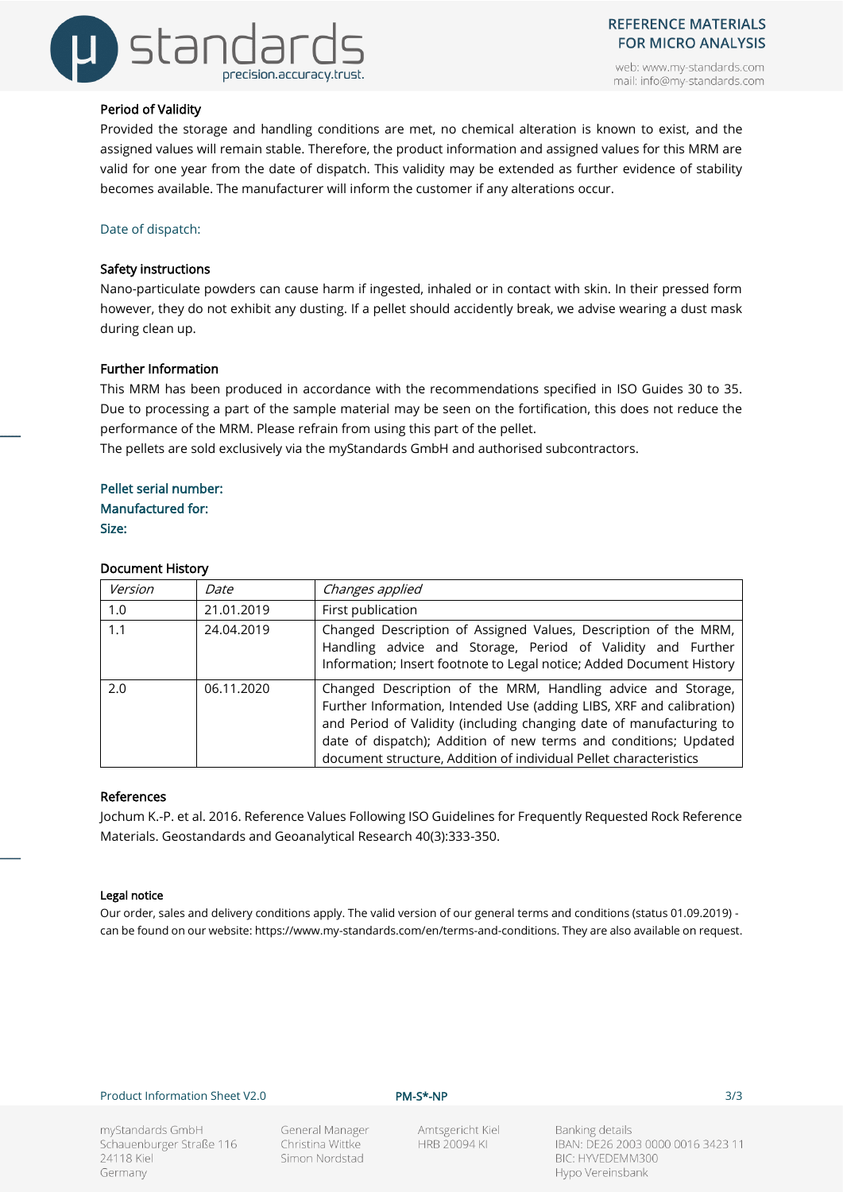## Period of Validity

Provided the storage and handling conditions are met, no chemical alteration is known to exist, and the assigned values will remain stable. Therefore, the product information and assigned values for this MRM are valid for one year from the date of dispatch. This validity may be extended as further evidence of stability becomes available. The manufacturer will inform the customer if any alterations occur.

Date of dispatch:

## Safety instructions

Nano-particulate powders can cause harm if ingested, inhaled or in contact with skin. In their pressed form however, they do not exhibit any dusting. If a pellet should accidently break, we advise wearing a dust mask during clean up.

## Further Information

This MRM has been produced in accordance with the recommendations specified in ISO Guides 30 to 35. Due to processing a part of the sample material may be seen on the fortification, this does not reduce the performance of the MRM. Please refrain from using this part of the pellet.

The pellets are sold exclusively via the myStandards GmbH and authorised subcontractors.

**Pellet serial number:**
**Manufactured for:**
**Size:**

## Document History

| *Version* | *Date* | *Changes applied* |
|---|---|---|
| 1.0 | 21.01.2019 | First publication |
| 1.1 | 24.04.2019 | Changed Description of Assigned Values, Description of the MRM, Handling advice and Storage, Period of Validity and Further Information; Insert footnote to Legal notice; Added Document History |
| 2.0 | 06.11.2020 | Changed Description of the MRM, Handling advice and Storage, Further Information, Intended Use (adding LIBS, XRF and calibration) and Period of Validity (including changing date of manufacturing to date of dispatch); Addition of new terms and conditions; Updated document structure, Addition of individual Pellet characteristics |

## References

Jochum K.-P. et al. 2016. Reference Values Following ISO Guidelines for Frequently Requested Rock Reference Materials. Geostandards and Geoanalytical Research 40(3):333-350.

### Legal notice

Our order, sales and delivery conditions apply. The valid version of our general terms and conditions (status 01.09.2019) - can be found on our website: https://www.my-standards.com/en/terms-and-conditions. They are also available on request.